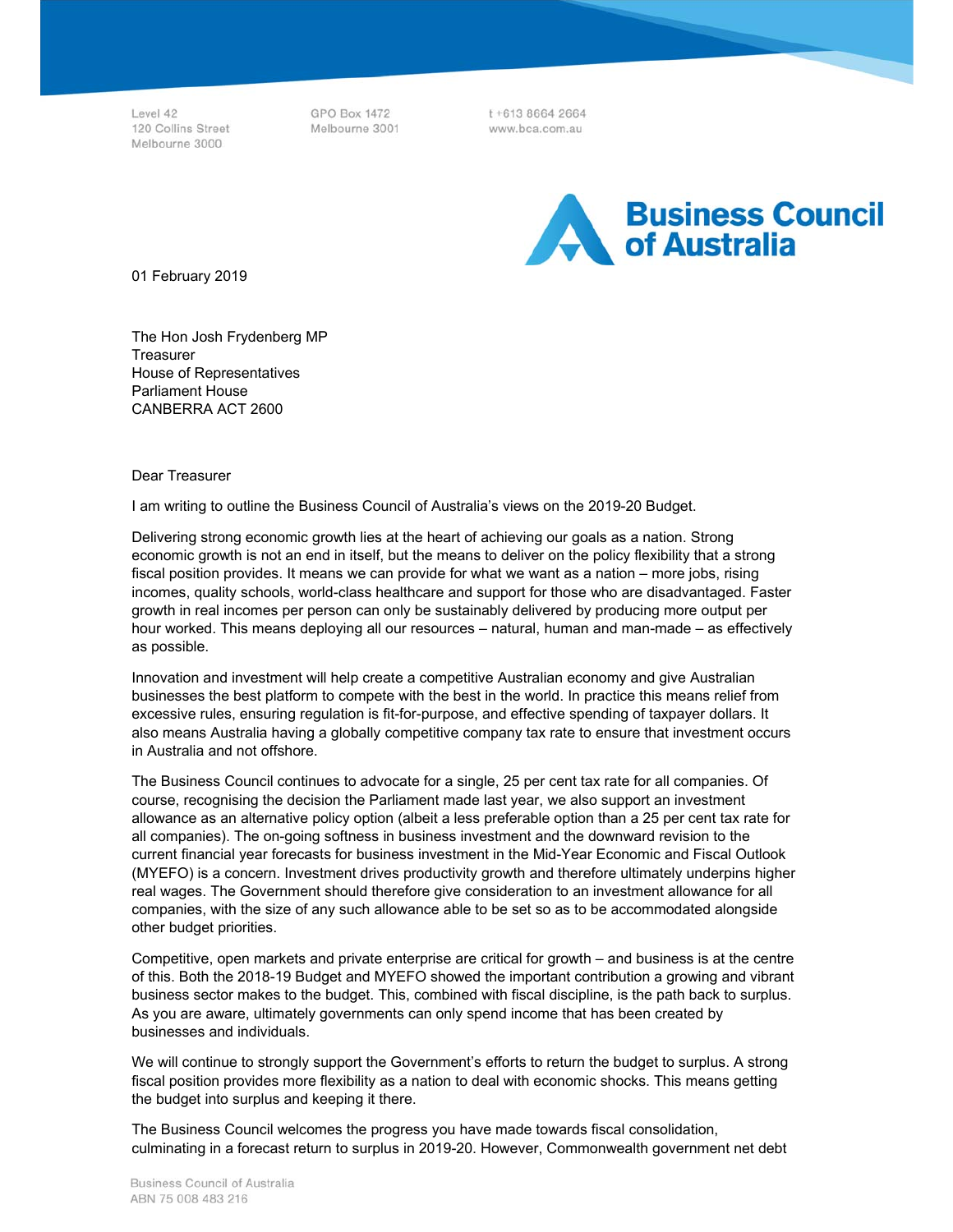Level 42
120 Collins Street
Melbourne 3000

GPO Box 1472
Melbourne 3001

t +613 8664 2664
www.bca.com.au

**Business Council of Australia**

01 February 2019

The Hon Josh Frydenberg MP
Treasurer
House of Representatives
Parliament House
CANBERRA ACT 2600

Dear Treasurer

I am writing to outline the Business Council of Australia's views on the 2019-20 Budget.

Delivering strong economic growth lies at the heart of achieving our goals as a nation. Strong economic growth is not an end in itself, but the means to deliver on the policy flexibility that a strong fiscal position provides. It means we can provide for what we want as a nation – more jobs, rising incomes, quality schools, world-class healthcare and support for those who are disadvantaged. Faster growth in real incomes per person can only be sustainably delivered by producing more output per hour worked. This means deploying all our resources – natural, human and man-made – as effectively as possible.

Innovation and investment will help create a competitive Australian economy and give Australian businesses the best platform to compete with the best in the world. In practice this means relief from excessive rules, ensuring regulation is fit-for-purpose, and effective spending of taxpayer dollars. It also means Australia having a globally competitive company tax rate to ensure that investment occurs in Australia and not offshore.

The Business Council continues to advocate for a single, 25 per cent tax rate for all companies. Of course, recognising the decision the Parliament made last year, we also support an investment allowance as an alternative policy option (albeit a less preferable option than a 25 per cent tax rate for all companies). The on-going softness in business investment and the downward revision to the current financial year forecasts for business investment in the Mid-Year Economic and Fiscal Outlook (MYEFO) is a concern. Investment drives productivity growth and therefore ultimately underpins higher real wages. The Government should therefore give consideration to an investment allowance for all companies, with the size of any such allowance able to be set so as to be accommodated alongside other budget priorities.

Competitive, open markets and private enterprise are critical for growth – and business is at the centre of this. Both the 2018-19 Budget and MYEFO showed the important contribution a growing and vibrant business sector makes to the budget. This, combined with fiscal discipline, is the path back to surplus. As you are aware, ultimately governments can only spend income that has been created by businesses and individuals.

We will continue to strongly support the Government's efforts to return the budget to surplus. A strong fiscal position provides more flexibility as a nation to deal with economic shocks. This means getting the budget into surplus and keeping it there.

The Business Council welcomes the progress you have made towards fiscal consolidation, culminating in a forecast return to surplus in 2019-20. However, Commonwealth government net debt

Business Council of Australia
ABN 75 008 483 216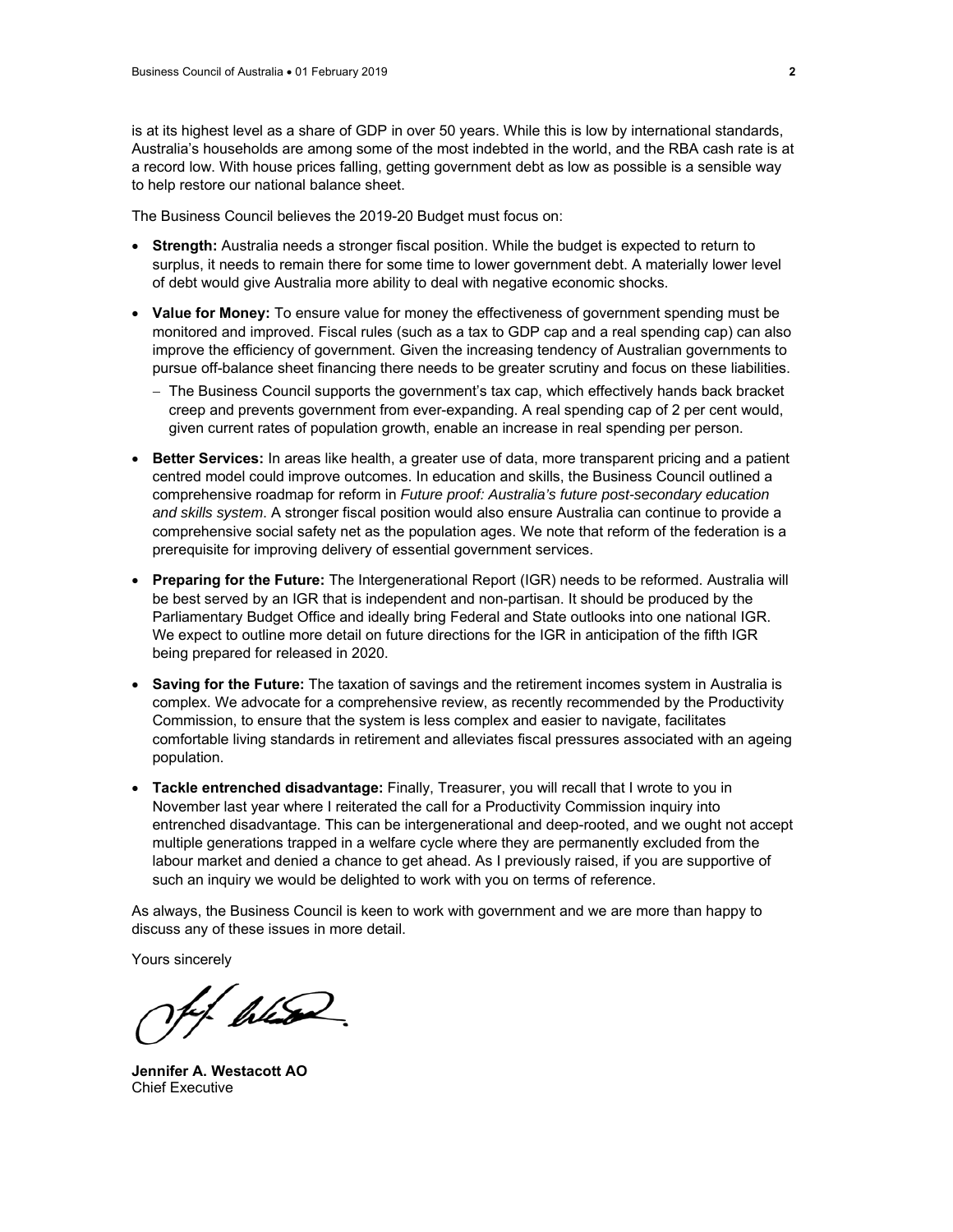is at its highest level as a share of GDP in over 50 years. While this is low by international standards, Australia's households are among some of the most indebted in the world, and the RBA cash rate is at a record low. With house prices falling, getting government debt as low as possible is a sensible way to help restore our national balance sheet.

The Business Council believes the 2019-20 Budget must focus on:

- **Strength:** Australia needs a stronger fiscal position. While the budget is expected to return to surplus, it needs to remain there for some time to lower government debt. A materially lower level of debt would give Australia more ability to deal with negative economic shocks.
- **Value for Money:** To ensure value for money the effectiveness of government spending must be monitored and improved. Fiscal rules (such as a tax to GDP cap and a real spending cap) can also improve the efficiency of government. Given the increasing tendency of Australian governments to pursue off-balance sheet financing there needs to be greater scrutiny and focus on these liabilities.
  - The Business Council supports the government's tax cap, which effectively hands back bracket creep and prevents government from ever-expanding. A real spending cap of 2 per cent would, given current rates of population growth, enable an increase in real spending per person.
- **Better Services:** In areas like health, a greater use of data, more transparent pricing and a patient centred model could improve outcomes. In education and skills, the Business Council outlined a comprehensive roadmap for reform in *Future proof: Australia's future post-secondary education and skills system*. A stronger fiscal position would also ensure Australia can continue to provide a comprehensive social safety net as the population ages. We note that reform of the federation is a prerequisite for improving delivery of essential government services.
- **Preparing for the Future:** The Intergenerational Report (IGR) needs to be reformed. Australia will be best served by an IGR that is independent and non-partisan. It should be produced by the Parliamentary Budget Office and ideally bring Federal and State outlooks into one national IGR. We expect to outline more detail on future directions for the IGR in anticipation of the fifth IGR being prepared for released in 2020.
- **Saving for the Future:** The taxation of savings and the retirement incomes system in Australia is complex. We advocate for a comprehensive review, as recently recommended by the Productivity Commission, to ensure that the system is less complex and easier to navigate, facilitates comfortable living standards in retirement and alleviates fiscal pressures associated with an ageing population.
- **Tackle entrenched disadvantage:** Finally, Treasurer, you will recall that I wrote to you in November last year where I reiterated the call for a Productivity Commission inquiry into entrenched disadvantage. This can be intergenerational and deep-rooted, and we ought not accept multiple generations trapped in a welfare cycle where they are permanently excluded from the labour market and denied a chance to get ahead. As I previously raised, if you are supportive of such an inquiry we would be delighted to work with you on terms of reference.

As always, the Business Council is keen to work with government and we are more than happy to discuss any of these issues in more detail.

Yours sincerely

**Jennifer A. Westacott AO**
Chief Executive